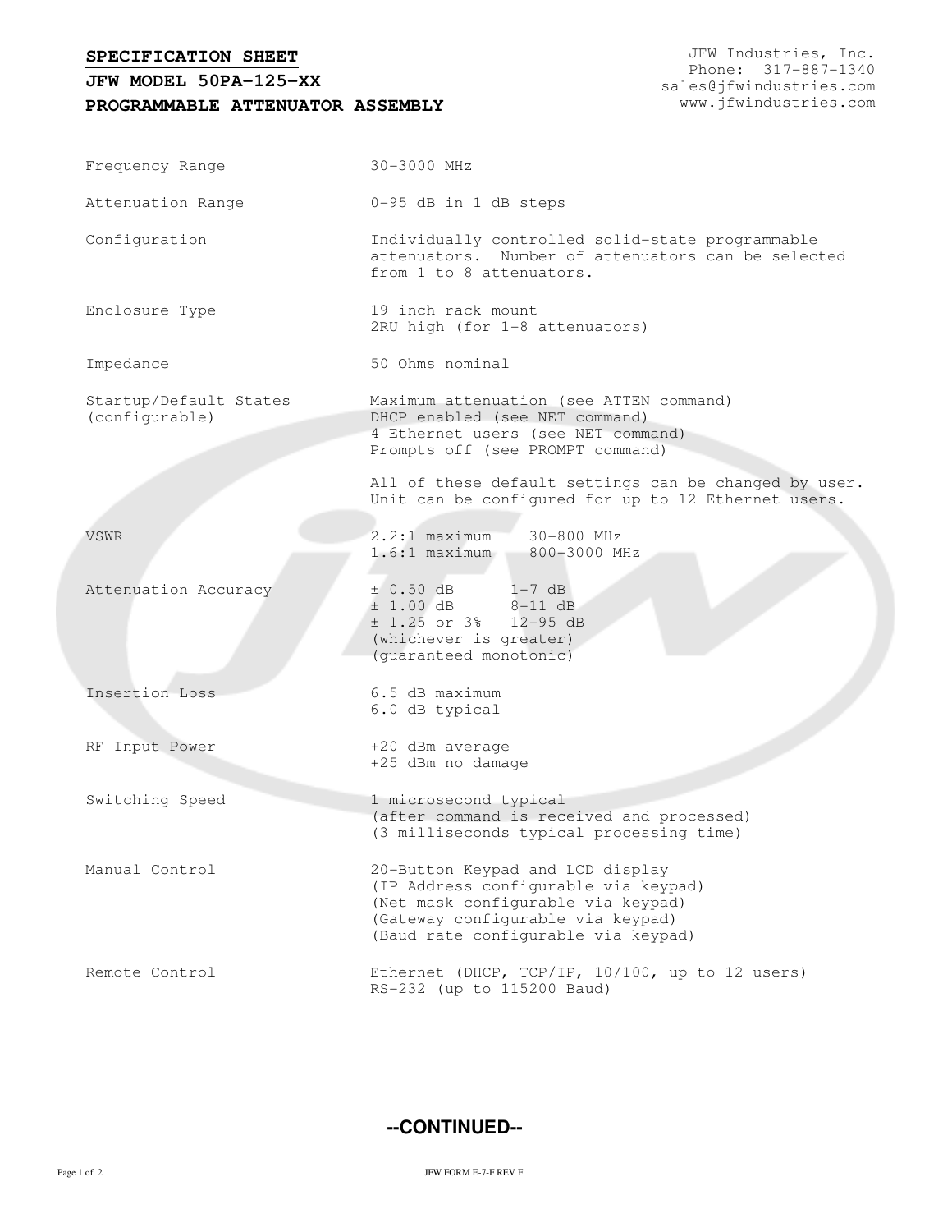**SPECIFICATION SHEET**

**JFW MODEL 50PA-125-XX**

**PROGRAMMABLE ATTENUATOR ASSEMBLY**

JFW Industries, Inc.
Phone: 317-887-1340
sales@jfwindustries.com
www.jfwindustries.com

| | |
|---|---|
| Frequency Range | 30-3000 MHz |
| Attenuation Range | 0-95 dB in 1 dB steps |
| Configuration | Individually controlled solid-state programmable attenuators. Number of attenuators can be selected from 1 to 8 attenuators. |
| Enclosure Type | 19 inch rack mount<br>2RU high (for 1-8 attenuators) |
| Impedance | 50 Ohms nominal |
| Startup/Default States (configurable) | Maximum attenuation (see ATTEN command)<br>DHCP enabled (see NET command)<br>4 Ethernet users (see NET command)<br>Prompts off (see PROMPT command)<br><br>All of these default settings can be changed by user. Unit can be configured for up to 12 Ethernet users. |
| VSWR | 2.2:1 maximum 30-800 MHz<br>1.6:1 maximum 800-3000 MHz |
| Attenuation Accuracy | ± 0.50 dB 1-7 dB<br>± 1.00 dB 8-11 dB<br>± 1.25 or 3% 12-95 dB<br>(whichever is greater)<br>(guaranteed monotonic) |
| Insertion Loss | 6.5 dB maximum<br>6.0 dB typical |
| RF Input Power | +20 dBm average<br>+25 dBm no damage |
| Switching Speed | 1 microsecond typical<br>(after command is received and processed)<br>(3 milliseconds typical processing time) |
| Manual Control | 20-Button Keypad and LCD display<br>(IP Address configurable via keypad)<br>(Net mask configurable via keypad)<br>(Gateway configurable via keypad)<br>(Baud rate configurable via keypad) |
| Remote Control | Ethernet (DHCP, TCP/IP, 10/100, up to 12 users)<br>RS-232 (up to 115200 Baud) |

**--CONTINUED--**

JFW FORM E-7-F REV F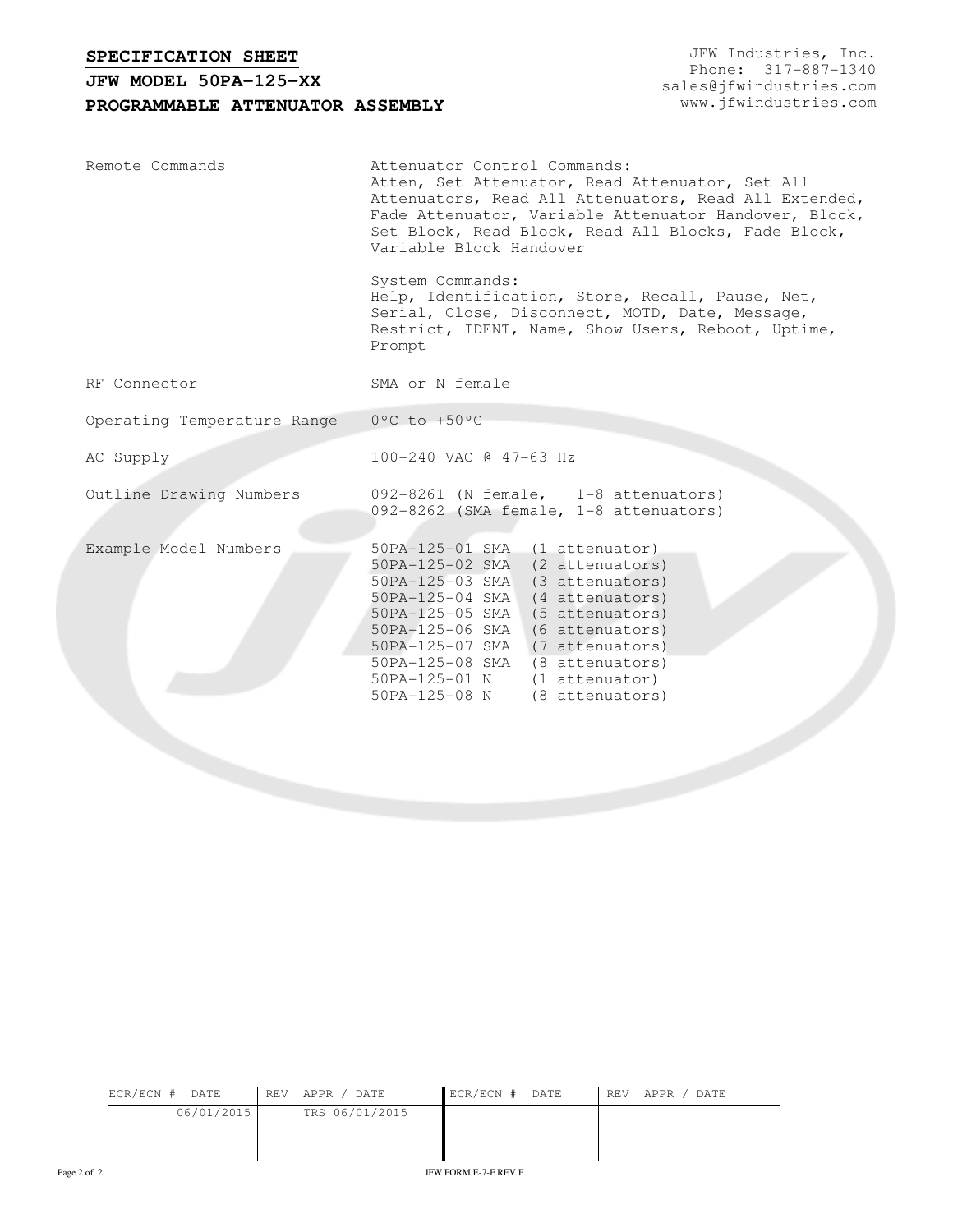**SPECIFICATION SHEET**

**JFW MODEL 50PA-125-XX**

**PROGRAMMABLE ATTENUATOR ASSEMBLY**

JFW Industries, Inc.
Phone: 317-887-1340
sales@jfwindustries.com
www.jfwindustries.com

| | |
|---|---|
| Remote Commands | Attenuator Control Commands:<br>Atten, Set Attenuator, Read Attenuator, Set All Attenuators, Read All Attenuators, Read All Extended, Fade Attenuator, Variable Attenuator Handover, Block, Set Block, Read Block, Read All Blocks, Fade Block, Variable Block Handover<br><br>System Commands:<br>Help, Identification, Store, Recall, Pause, Net, Serial, Close, Disconnect, MOTD, Date, Message, Restrict, IDENT, Name, Show Users, Reboot, Uptime, Prompt |
| RF Connector | SMA or N female |
| Operating Temperature Range | 0°C to +50°C |
| AC Supply | 100-240 VAC @ 47-63 Hz |
| Outline Drawing Numbers | 092-8261 (N female, 1-8 attenuators)<br>092-8262 (SMA female, 1-8 attenuators) |
| Example Model Numbers | 50PA-125-01 SMA (1 attenuator)<br>50PA-125-02 SMA (2 attenuators)<br>50PA-125-03 SMA (3 attenuators)<br>50PA-125-04 SMA (4 attenuators)<br>50PA-125-05 SMA (5 attenuators)<br>50PA-125-06 SMA (6 attenuators)<br>50PA-125-07 SMA (7 attenuators)<br>50PA-125-08 SMA (8 attenuators)<br>50PA-125-01 N (1 attenuator)<br>50PA-125-08 N (8 attenuators) |

| ECR/ECN # DATE | REV APPR / DATE | ECR/ECN # DATE | REV APPR / DATE |
|---|---|---|---|
| 06/01/2015 | TRS 06/01/2015 | | |

JFW FORM E-7-F REV F